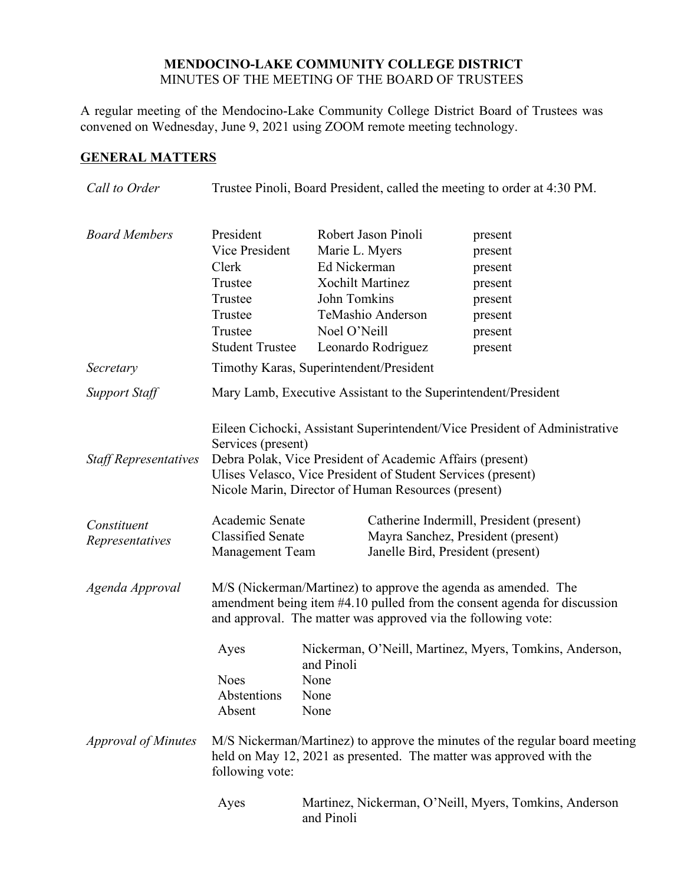# MENDOCINO-LAKE COMMUNITY COLLEGE DISTRICT
MINUTES OF THE MEETING OF THE BOARD OF TRUSTEES

A regular meeting of the Mendocino-Lake Community College District Board of Trustees was convened on Wednesday, June 9, 2021 using ZOOM remote meeting technology.

## GENERAL MATTERS

*Call to Order* — Trustee Pinoli, Board President, called the meeting to order at 4:30 PM.

*Board Members*

| | | |
|---|---|---|
| President | Robert Jason Pinoli | present |
| Vice President | Marie L. Myers | present |
| Clerk | Ed Nickerman | present |
| Trustee | Xochilt Martinez | present |
| Trustee | John Tomkins | present |
| Trustee | TeMashio Anderson | present |
| Trustee | Noel O'Neill | present |
| Student Trustee | Leonardo Rodriguez | present |

*Secretary* — Timothy Karas, Superintendent/President

*Support Staff* — Mary Lamb, Executive Assistant to the Superintendent/President

*Staff Representatives*

Eileen Cichocki, Assistant Superintendent/Vice President of Administrative Services (present)
Debra Polak, Vice President of Academic Affairs (present)
Ulises Velasco, Vice President of Student Services (present)
Nicole Marin, Director of Human Resources (present)

*Constituent Representatives*

| | |
|---|---|
| Academic Senate | Catherine Indermill, President (present) |
| Classified Senate | Mayra Sanchez, President (present) |
| Management Team | Janelle Bird, President (present) |

*Agenda Approval* — M/S (Nickerman/Martinez) to approve the agenda as amended. The amendment being item #4.10 pulled from the consent agenda for discussion and approval. The matter was approved via the following vote:

| | |
|---|---|
| Ayes | Nickerman, O'Neill, Martinez, Myers, Tomkins, Anderson, and Pinoli |
| Noes | None |
| Abstentions | None |
| Absent | None |

*Approval of Minutes* — M/S Nickerman/Martinez) to approve the minutes of the regular board meeting held on May 12, 2021 as presented. The matter was approved with the following vote:

| | |
|---|---|
| Ayes | Martinez, Nickerman, O'Neill, Myers, Tomkins, Anderson and Pinoli |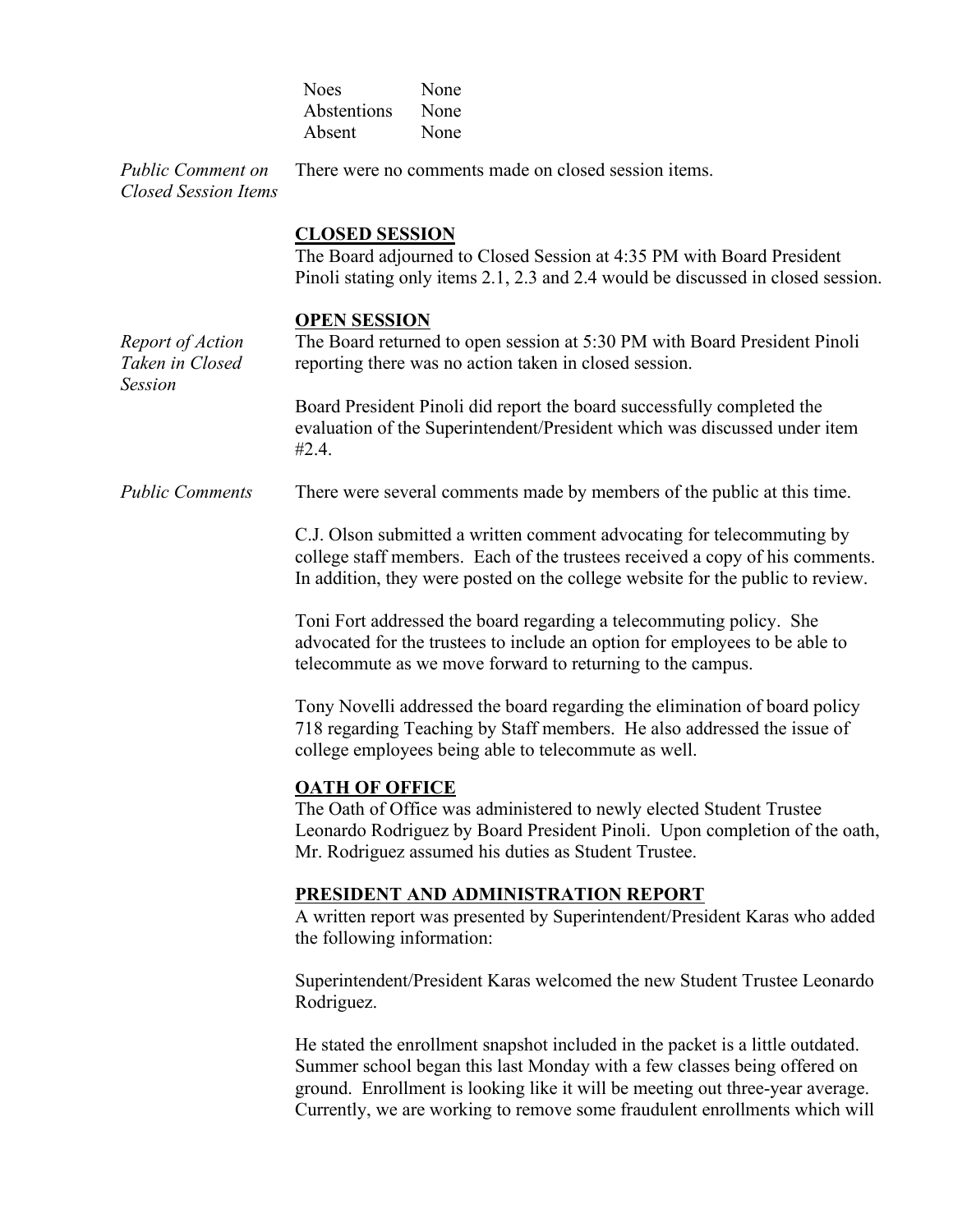| | |
|---|---|
| Noes | None |
| Abstentions | None |
| Absent | None |

*Public Comment on Closed Session Items*

There were no comments made on closed session items.

**CLOSED SESSION**

The Board adjourned to Closed Session at 4:35 PM with Board President Pinoli stating only items 2.1, 2.3 and 2.4 would be discussed in closed session.

**OPEN SESSION**

*Report of Action Taken in Closed Session*

The Board returned to open session at 5:30 PM with Board President Pinoli reporting there was no action taken in closed session.

Board President Pinoli did report the board successfully completed the evaluation of the Superintendent/President which was discussed under item #2.4.

*Public Comments*

There were several comments made by members of the public at this time.

C.J. Olson submitted a written comment advocating for telecommuting by college staff members. Each of the trustees received a copy of his comments. In addition, they were posted on the college website for the public to review.

Toni Fort addressed the board regarding a telecommuting policy. She advocated for the trustees to include an option for employees to be able to telecommute as we move forward to returning to the campus.

Tony Novelli addressed the board regarding the elimination of board policy 718 regarding Teaching by Staff members. He also addressed the issue of college employees being able to telecommute as well.

**OATH OF OFFICE**

The Oath of Office was administered to newly elected Student Trustee Leonardo Rodriguez by Board President Pinoli. Upon completion of the oath, Mr. Rodriguez assumed his duties as Student Trustee.

**PRESIDENT AND ADMINISTRATION REPORT**

A written report was presented by Superintendent/President Karas who added the following information:

Superintendent/President Karas welcomed the new Student Trustee Leonardo Rodriguez.

He stated the enrollment snapshot included in the packet is a little outdated. Summer school began this last Monday with a few classes being offered on ground. Enrollment is looking like it will be meeting out three-year average. Currently, we are working to remove some fraudulent enrollments which will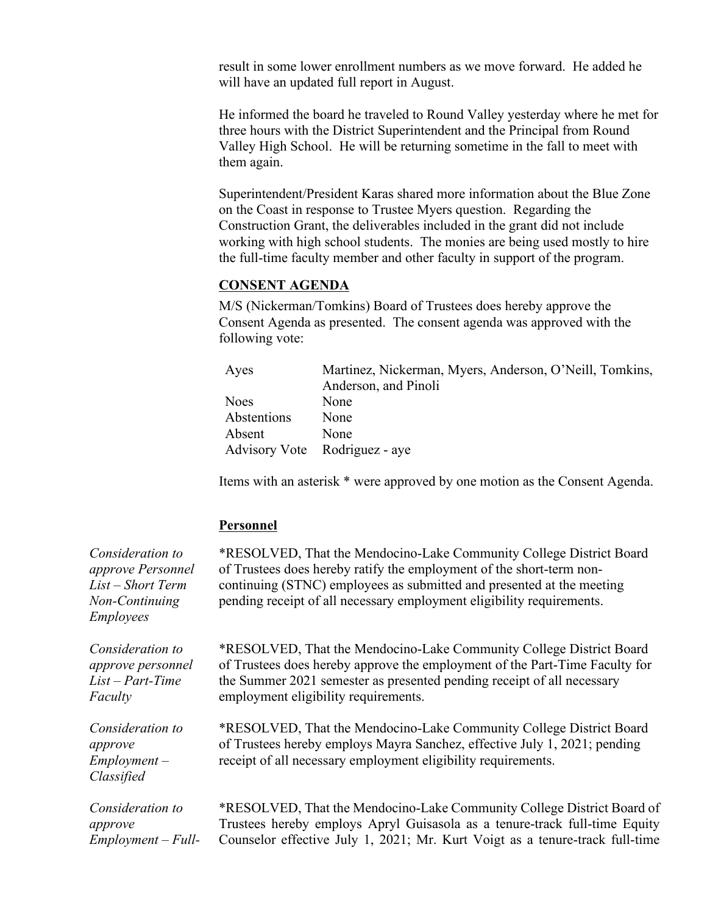result in some lower enrollment numbers as we move forward. He added he will have an updated full report in August.

He informed the board he traveled to Round Valley yesterday where he met for three hours with the District Superintendent and the Principal from Round Valley High School. He will be returning sometime in the fall to meet with them again.

Superintendent/President Karas shared more information about the Blue Zone on the Coast in response to Trustee Myers question. Regarding the Construction Grant, the deliverables included in the grant did not include working with high school students. The monies are being used mostly to hire the full-time faculty member and other faculty in support of the program.

## CONSENT AGENDA

M/S (Nickerman/Tomkins) Board of Trustees does hereby approve the Consent Agenda as presented. The consent agenda was approved with the following vote:

| | |
|---|---|
| Ayes | Martinez, Nickerman, Myers, Anderson, O'Neill, Tomkins, Anderson, and Pinoli |
| Noes | None |
| Abstentions | None |
| Absent | None |
| Advisory Vote | Rodriguez - aye |

Items with an asterisk * were approved by one motion as the Consent Agenda.

### Personnel

*Consideration to approve Personnel List – Short Term Non-Continuing Employees*

*RESOLVED, That the Mendocino-Lake Community College District Board of Trustees does hereby ratify the employment of the short-term non-continuing (STNC) employees as submitted and presented at the meeting pending receipt of all necessary employment eligibility requirements.

*Consideration to approve personnel List – Part-Time Faculty*

*RESOLVED, That the Mendocino-Lake Community College District Board of Trustees does hereby approve the employment of the Part-Time Faculty for the Summer 2021 semester as presented pending receipt of all necessary employment eligibility requirements.

*Consideration to approve Employment – Classified*

*RESOLVED, That the Mendocino-Lake Community College District Board of Trustees hereby employs Mayra Sanchez, effective July 1, 2021; pending receipt of all necessary employment eligibility requirements.

*Consideration to approve Employment – Full-*

*RESOLVED, That the Mendocino-Lake Community College District Board of Trustees hereby employs Apryl Guisasola as a tenure-track full-time Equity Counselor effective July 1, 2021; Mr. Kurt Voigt as a tenure-track full-time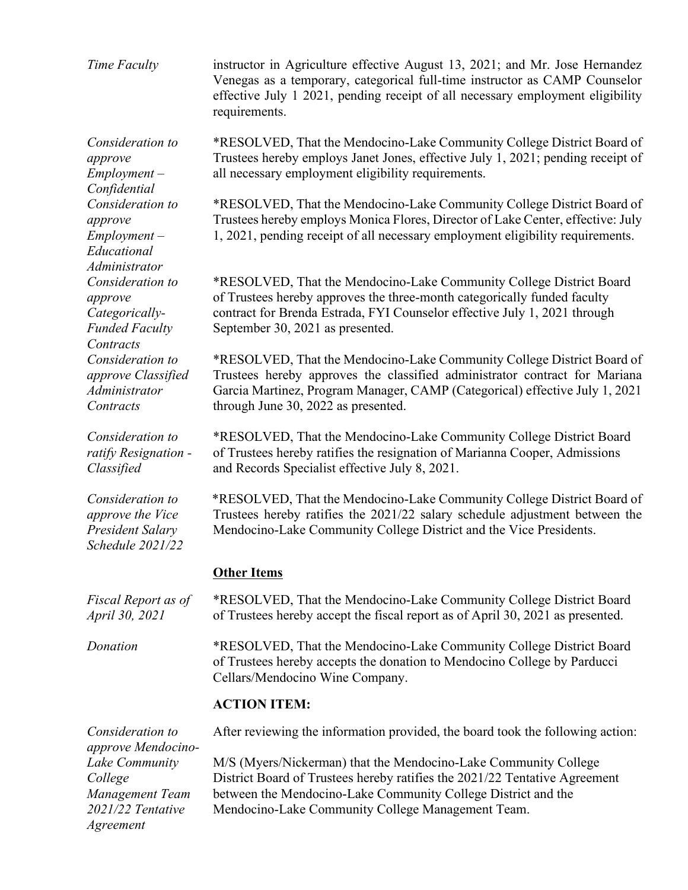*Time Faculty* instructor in Agriculture effective August 13, 2021; and Mr. Jose Hernandez Venegas as a temporary, categorical full-time instructor as CAMP Counselor effective July 1 2021, pending receipt of all necessary employment eligibility requirements.

*Consideration to approve Employment – Confidential*

*RESOLVED, That the Mendocino-Lake Community College District Board of Trustees hereby employs Janet Jones, effective July 1, 2021; pending receipt of all necessary employment eligibility requirements.

*Consideration to approve Employment – Educational Administrator*

*RESOLVED, That the Mendocino-Lake Community College District Board of Trustees hereby employs Monica Flores, Director of Lake Center, effective: July 1, 2021, pending receipt of all necessary employment eligibility requirements.

*Consideration to approve Categorically-Funded Faculty Contracts*

*RESOLVED, That the Mendocino-Lake Community College District Board of Trustees hereby approves the three-month categorically funded faculty contract for Brenda Estrada, FYI Counselor effective July 1, 2021 through September 30, 2021 as presented.

*Consideration to approve Classified Administrator Contracts*

*RESOLVED, That the Mendocino-Lake Community College District Board of Trustees hereby approves the classified administrator contract for Mariana Garcia Martinez, Program Manager, CAMP (Categorical) effective July 1, 2021 through June 30, 2022 as presented.

*Consideration to ratify Resignation - Classified*

*RESOLVED, That the Mendocino-Lake Community College District Board of Trustees hereby ratifies the resignation of Marianna Cooper, Admissions and Records Specialist effective July 8, 2021.

*Consideration to approve the Vice President Salary Schedule 2021/22*

*RESOLVED, That the Mendocino-Lake Community College District Board of Trustees hereby ratifies the 2021/22 salary schedule adjustment between the Mendocino-Lake Community College District and the Vice Presidents.

**Other Items**

*Fiscal Report as of April 30, 2021*

*RESOLVED, That the Mendocino-Lake Community College District Board of Trustees hereby accept the fiscal report as of April 30, 2021 as presented.

*Donation*

*RESOLVED, That the Mendocino-Lake Community College District Board of Trustees hereby accepts the donation to Mendocino College by Parducci Cellars/Mendocino Wine Company.

**ACTION ITEM:**

*Consideration to approve Mendocino-Lake Community College Management Team 2021/22 Tentative Agreement*

After reviewing the information provided, the board took the following action:

M/S (Myers/Nickerman) that the Mendocino-Lake Community College District Board of Trustees hereby ratifies the 2021/22 Tentative Agreement between the Mendocino-Lake Community College District and the Mendocino-Lake Community College Management Team.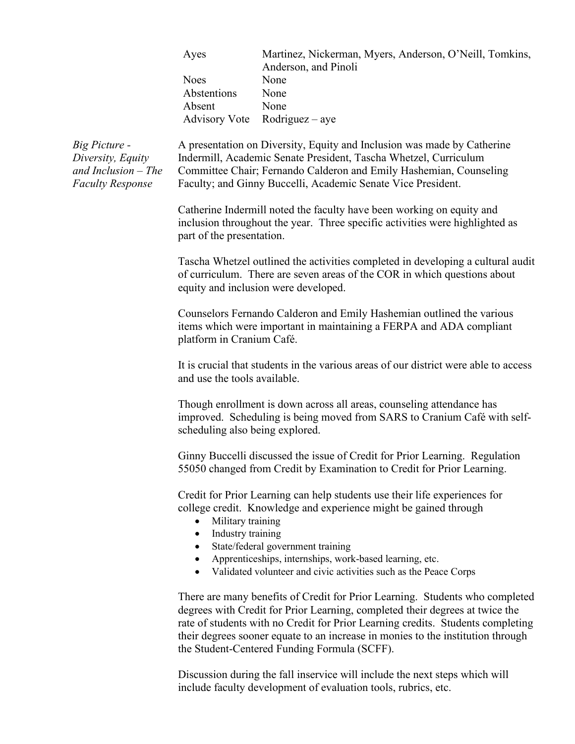| | |
|---|---|
| Ayes | Martinez, Nickerman, Myers, Anderson, O'Neill, Tomkins, Anderson, and Pinoli |
| Noes | None |
| Abstentions | None |
| Absent | None |
| Advisory Vote | Rodriguez – aye |

*Big Picture - Diversity, Equity and Inclusion – The Faculty Response*

A presentation on Diversity, Equity and Inclusion was made by Catherine Indermill, Academic Senate President, Tascha Whetzel, Curriculum Committee Chair; Fernando Calderon and Emily Hashemian, Counseling Faculty; and Ginny Buccelli, Academic Senate Vice President.

Catherine Indermill noted the faculty have been working on equity and inclusion throughout the year. Three specific activities were highlighted as part of the presentation.

Tascha Whetzel outlined the activities completed in developing a cultural audit of curriculum. There are seven areas of the COR in which questions about equity and inclusion were developed.

Counselors Fernando Calderon and Emily Hashemian outlined the various items which were important in maintaining a FERPA and ADA compliant platform in Cranium Café.

It is crucial that students in the various areas of our district were able to access and use the tools available.

Though enrollment is down across all areas, counseling attendance has improved. Scheduling is being moved from SARS to Cranium Café with self-scheduling also being explored.

Ginny Buccelli discussed the issue of Credit for Prior Learning. Regulation 55050 changed from Credit by Examination to Credit for Prior Learning.

Credit for Prior Learning can help students use their life experiences for college credit. Knowledge and experience might be gained through

- Military training
- Industry training
- State/federal government training
- Apprenticeships, internships, work-based learning, etc.
- Validated volunteer and civic activities such as the Peace Corps

There are many benefits of Credit for Prior Learning. Students who completed degrees with Credit for Prior Learning, completed their degrees at twice the rate of students with no Credit for Prior Learning credits. Students completing their degrees sooner equate to an increase in monies to the institution through the Student-Centered Funding Formula (SCFF).

Discussion during the fall inservice will include the next steps which will include faculty development of evaluation tools, rubrics, etc.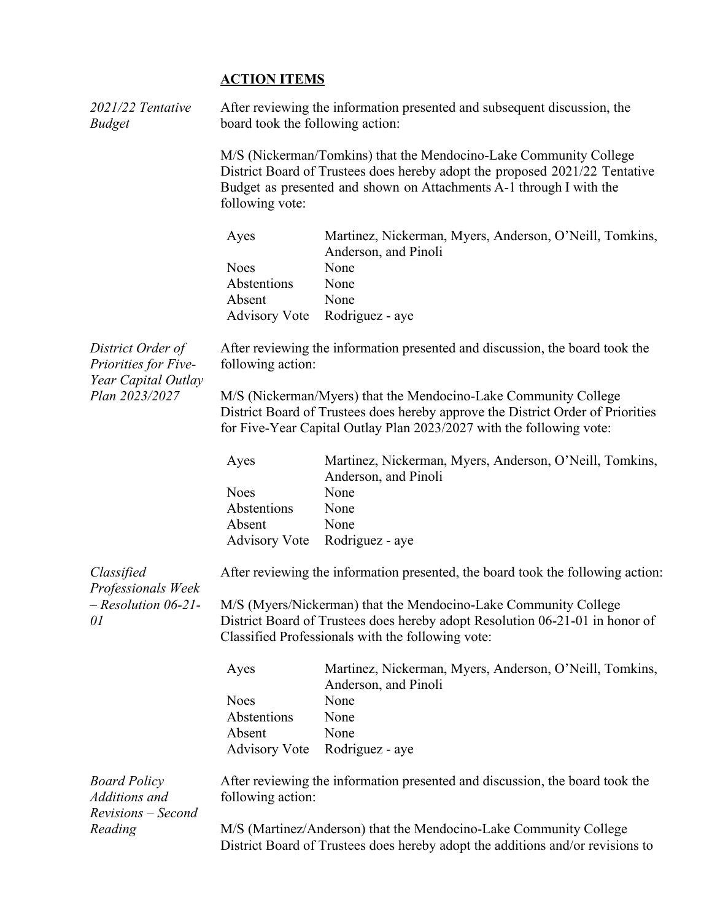## ACTION ITEMS

*2021/22 Tentative Budget*

After reviewing the information presented and subsequent discussion, the board took the following action:

M/S (Nickerman/Tomkins) that the Mendocino-Lake Community College District Board of Trustees does hereby adopt the proposed 2021/22 Tentative Budget as presented and shown on Attachments A-1 through I with the following vote:

| | |
|---|---|
| Ayes | Martinez, Nickerman, Myers, Anderson, O'Neill, Tomkins, Anderson, and Pinoli |
| Noes | None |
| Abstentions | None |
| Absent | None |
| Advisory Vote | Rodriguez - aye |

*District Order of Priorities for Five-Year Capital Outlay Plan 2023/2027*

After reviewing the information presented and discussion, the board took the following action:

M/S (Nickerman/Myers) that the Mendocino-Lake Community College District Board of Trustees does hereby approve the District Order of Priorities for Five-Year Capital Outlay Plan 2023/2027 with the following vote:

| | |
|---|---|
| Ayes | Martinez, Nickerman, Myers, Anderson, O'Neill, Tomkins, Anderson, and Pinoli |
| Noes | None |
| Abstentions | None |
| Absent | None |
| Advisory Vote | Rodriguez - aye |

*Classified Professionals Week – Resolution 06-21-01*

After reviewing the information presented, the board took the following action:

M/S (Myers/Nickerman) that the Mendocino-Lake Community College District Board of Trustees does hereby adopt Resolution 06-21-01 in honor of Classified Professionals with the following vote:

| | |
|---|---|
| Ayes | Martinez, Nickerman, Myers, Anderson, O'Neill, Tomkins, Anderson, and Pinoli |
| Noes | None |
| Abstentions | None |
| Absent | None |
| Advisory Vote | Rodriguez - aye |

*Board Policy Additions and Revisions – Second Reading*

After reviewing the information presented and discussion, the board took the following action:

M/S (Martinez/Anderson) that the Mendocino-Lake Community College District Board of Trustees does hereby adopt the additions and/or revisions to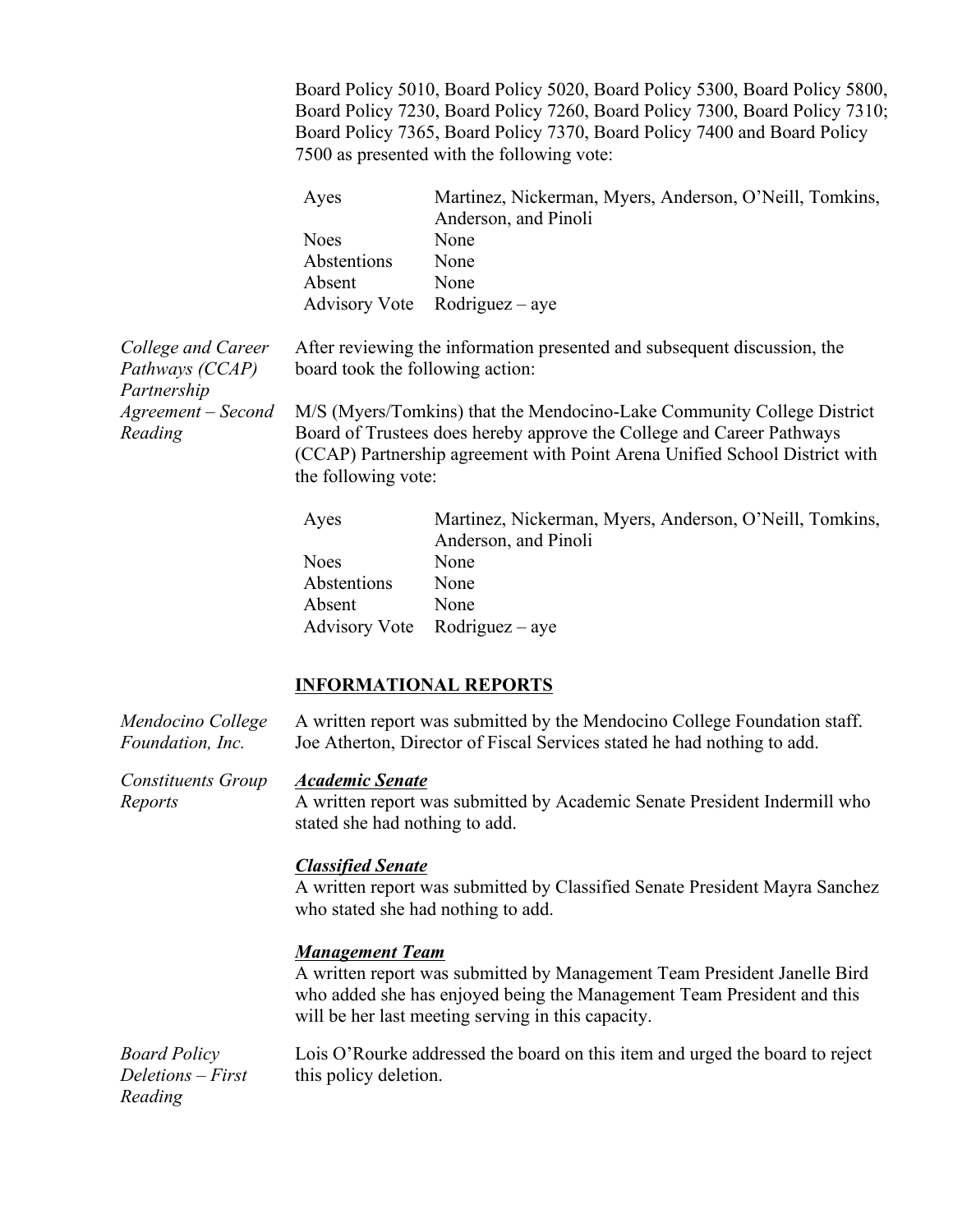Board Policy 5010, Board Policy 5020, Board Policy 5300, Board Policy 5800, Board Policy 7230, Board Policy 7260, Board Policy 7300, Board Policy 7310; Board Policy 7365, Board Policy 7370, Board Policy 7400 and Board Policy 7500 as presented with the following vote:

| | |
|---|---|
| Ayes | Martinez, Nickerman, Myers, Anderson, O'Neill, Tomkins, Anderson, and Pinoli |
| Noes | None |
| Abstentions | None |
| Absent | None |
| Advisory Vote | Rodriguez – aye |

*College and Career Pathways (CCAP) Partnership Agreement – Second Reading*

After reviewing the information presented and subsequent discussion, the board took the following action:

M/S (Myers/Tomkins) that the Mendocino-Lake Community College District Board of Trustees does hereby approve the College and Career Pathways (CCAP) Partnership agreement with Point Arena Unified School District with the following vote:

| | |
|---|---|
| Ayes | Martinez, Nickerman, Myers, Anderson, O'Neill, Tomkins, Anderson, and Pinoli |
| Noes | None |
| Abstentions | None |
| Absent | None |
| Advisory Vote | Rodriguez – aye |

## INFORMATIONAL REPORTS

*Mendocino College Foundation, Inc.*

A written report was submitted by the Mendocino College Foundation staff. Joe Atherton, Director of Fiscal Services stated he had nothing to add.

*Constituents Group Reports*

***Academic Senate***

A written report was submitted by Academic Senate President Indermill who stated she had nothing to add.

***Classified Senate***

A written report was submitted by Classified Senate President Mayra Sanchez who stated she had nothing to add.

***Management Team***

A written report was submitted by Management Team President Janelle Bird who added she has enjoyed being the Management Team President and this will be her last meeting serving in this capacity.

*Board Policy Deletions – First Reading*

Lois O'Rourke addressed the board on this item and urged the board to reject this policy deletion.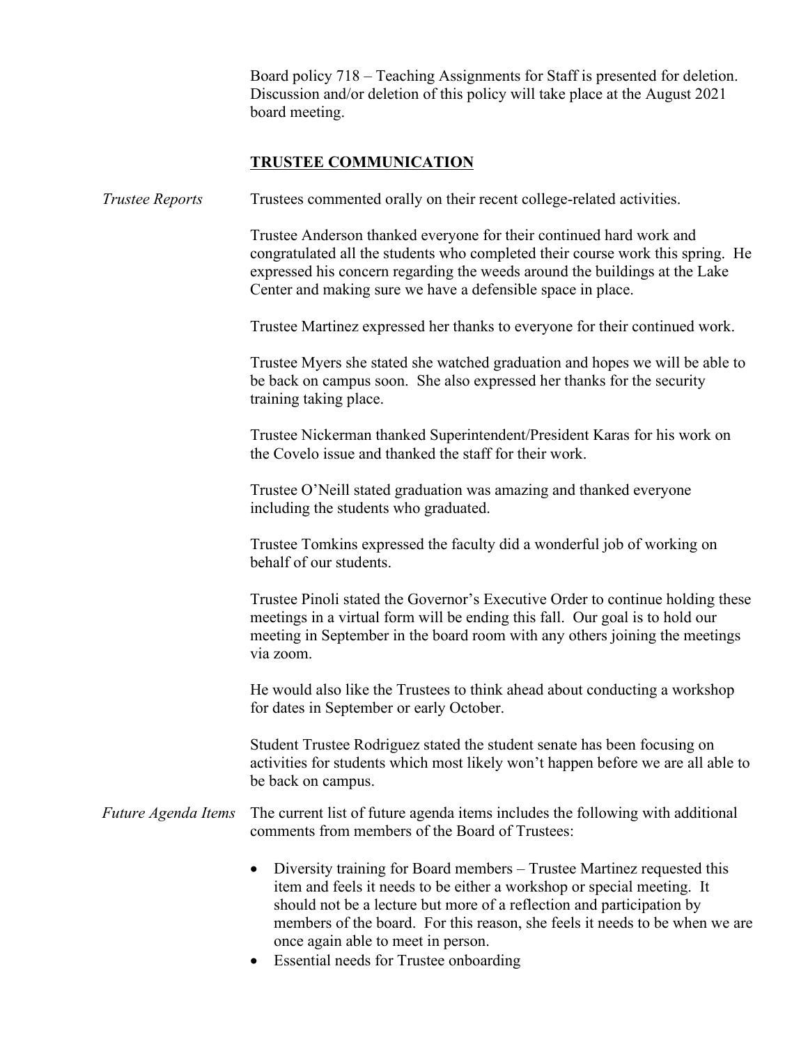Board policy 718 – Teaching Assignments for Staff is presented for deletion. Discussion and/or deletion of this policy will take place at the August 2021 board meeting.

## TRUSTEE COMMUNICATION

*Trustee Reports*

Trustees commented orally on their recent college-related activities.

Trustee Anderson thanked everyone for their continued hard work and congratulated all the students who completed their course work this spring. He expressed his concern regarding the weeds around the buildings at the Lake Center and making sure we have a defensible space in place.

Trustee Martinez expressed her thanks to everyone for their continued work.

Trustee Myers she stated she watched graduation and hopes we will be able to be back on campus soon. She also expressed her thanks for the security training taking place.

Trustee Nickerman thanked Superintendent/President Karas for his work on the Covelo issue and thanked the staff for their work.

Trustee O'Neill stated graduation was amazing and thanked everyone including the students who graduated.

Trustee Tomkins expressed the faculty did a wonderful job of working on behalf of our students.

Trustee Pinoli stated the Governor's Executive Order to continue holding these meetings in a virtual form will be ending this fall. Our goal is to hold our meeting in September in the board room with any others joining the meetings via zoom.

He would also like the Trustees to think ahead about conducting a workshop for dates in September or early October.

Student Trustee Rodriguez stated the student senate has been focusing on activities for students which most likely won't happen before we are all able to be back on campus.

*Future Agenda Items*

The current list of future agenda items includes the following with additional comments from members of the Board of Trustees:

- Diversity training for Board members – Trustee Martinez requested this item and feels it needs to be either a workshop or special meeting. It should not be a lecture but more of a reflection and participation by members of the board. For this reason, she feels it needs to be when we are once again able to meet in person.
- Essential needs for Trustee onboarding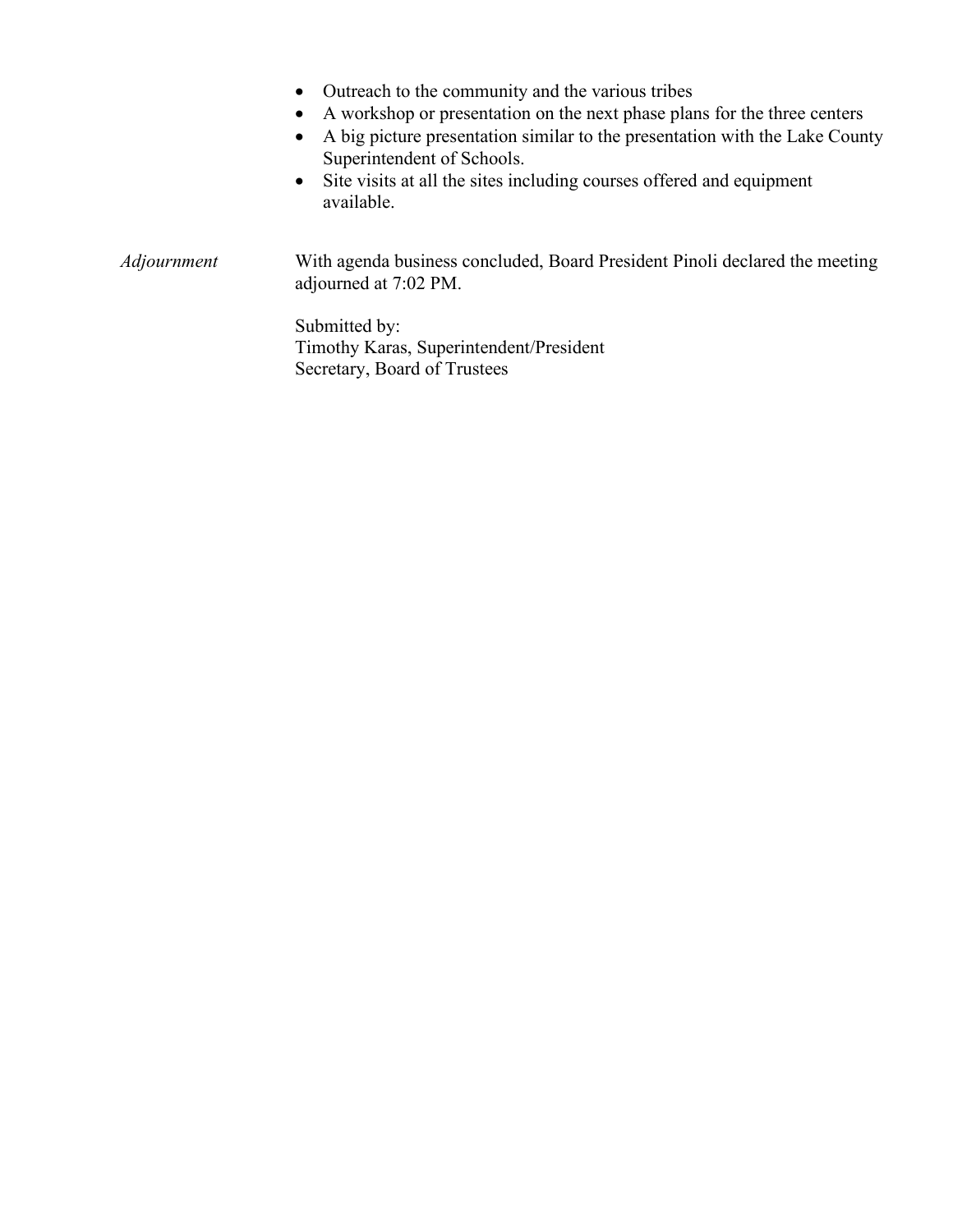- Outreach to the community and the various tribes
- A workshop or presentation on the next phase plans for the three centers
- A big picture presentation similar to the presentation with the Lake County Superintendent of Schools.
- Site visits at all the sites including courses offered and equipment available.

*Adjournment*

With agenda business concluded, Board President Pinoli declared the meeting adjourned at 7:02 PM.

Submitted by:
Timothy Karas, Superintendent/President
Secretary, Board of Trustees